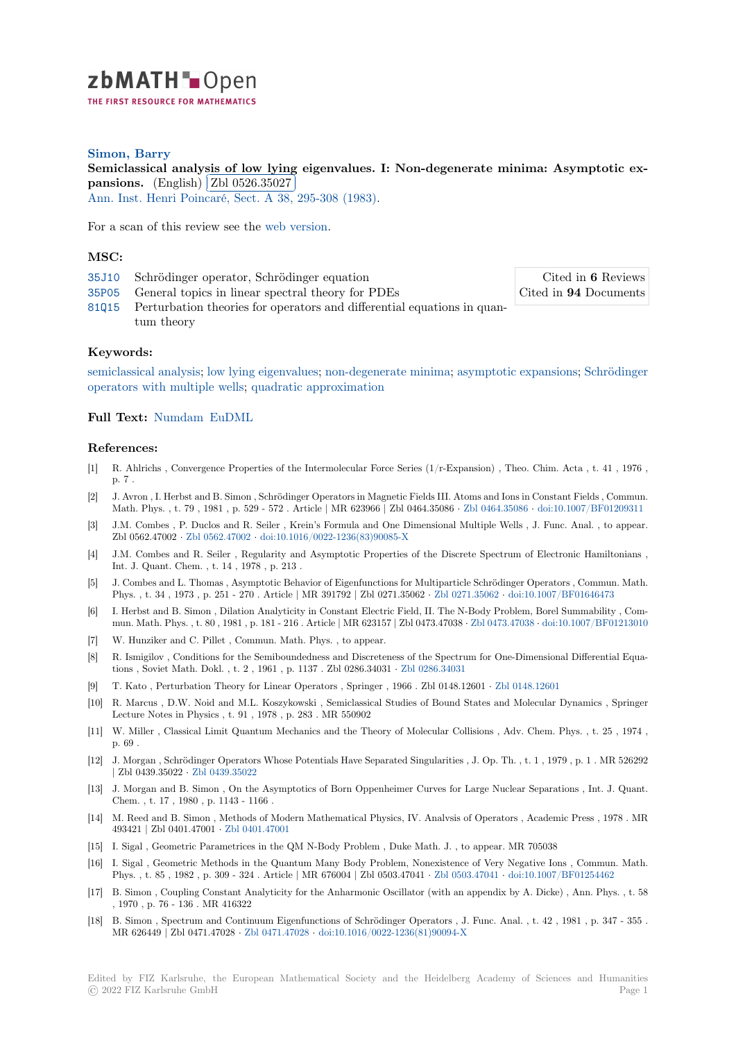zbMATH Open

THE FIRST RESOURCE FOR MATHEMATICS

**Simon, Barry**

**Semiclassical analysis of low lying eigenvalues. I: Non-degenerate minima: Asymptotic expansions.** (English) Zbl 0526.35027

Ann. Inst. Henri Poincaré, Sect. A 38, 295-308 (1983).

For a scan of this review see the web version.

## MSC:

- 35J10 Schrödinger operator, Schrödinger equation
- 35P05 General topics in linear spectral theory for PDEs
- 81Q15 Perturbation theories for operators and differential equations in quantum theory

Cited in **6** Reviews
Cited in **94** Documents

## Keywords:

semiclassical analysis; low lying eigenvalues; non-degenerate minima; asymptotic expansions; Schrödinger operators with multiple wells; quadratic approximation

**Full Text:** Numdam EuDML

## References:

[1] R. Ahlrichs , Convergence Properties of the Intermolecular Force Series (1/r-Expansion) , Theo. Chim. Acta , t. 41 , 1976 , p. 7 .

[2] J. Avron , I. Herbst and B. Simon , Schrödinger Operators in Magnetic Fields III. Atoms and Ions in Constant Fields , Commun. Math. Phys. , t. 79 , 1981 , p. 529 - 572 . Article | MR 623966 | Zbl 0464.35086 · Zbl 0464.35086 · doi:10.1007/BF01209311

[3] J.M. Combes , P. Duclos and R. Seiler , Krein's Formula and One Dimensional Multiple Wells , J. Func. Anal. , to appear. Zbl 0562.47002 · Zbl 0562.47002 · doi:10.1016/0022-1236(83)90085-X

[4] J.M. Combes and R. Seiler , Regularity and Asymptotic Properties of the Discrete Spectrum of Electronic Hamiltonians , Int. J. Quant. Chem. , t. 14 , 1978 , p. 213 .

[5] J. Combes and L. Thomas , Asymptotic Behavior of Eigenfunctions for Multiparticle Schrödinger Operators , Commun. Math. Phys. , t. 34 , 1973 , p. 251 - 270 . Article | MR 391792 | Zbl 0271.35062 · Zbl 0271.35062 · doi:10.1007/BF01646473

[6] I. Herbst and B. Simon , Dilation Analyticity in Constant Electric Field, II. The N-Body Problem, Borel Summability , Commun. Math. Phys. , t. 80 , 1981 , p. 181 - 216 . Article | MR 623157 | Zbl 0473.47038 · Zbl 0473.47038 · doi:10.1007/BF01213010

[7] W. Hunziker and C. Pillet , Commun. Math. Phys. , to appear.

[8] R. Ismigilov , Conditions for the Semiboundedness and Discreteness of the Spectrum for One-Dimensional Differential Equations , Soviet Math. Dokl. , t. 2 , 1961 , p. 1137 . Zbl 0286.34031 · Zbl 0286.34031

[9] T. Kato , Perturbation Theory for Linear Operators , Springer , 1966 . Zbl 0148.12601 · Zbl 0148.12601

[10] R. Marcus , D.W. Noid and M.L. Koszykowski , Semiclassical Studies of Bound States and Molecular Dynamics , Springer Lecture Notes in Physics , t. 91 , 1978 , p. 283 . MR 550902

[11] W. Miller , Classical Limit Quantum Mechanics and the Theory of Molecular Collisions , Adv. Chem. Phys. , t. 25 , 1974 , p. 69 .

[12] J. Morgan , Schrödinger Operators Whose Potentials Have Separated Singularities , J. Op. Th. , t. 1 , 1979 , p. 1 . MR 526292 | Zbl 0439.35022 · Zbl 0439.35022

[13] J. Morgan and B. Simon , On the Asymptotics of Born Oppenheimer Curves for Large Nuclear Separations , Int. J. Quant. Chem. , t. 17 , 1980 , p. 1143 - 1166 .

[14] M. Reed and B. Simon , Methods of Modern Mathematical Physics, IV. Analysis of Operators , Academic Press , 1978 . MR 493421 | Zbl 0401.47001 · Zbl 0401.47001

[15] I. Sigal , Geometric Parametrices in the QM N-Body Problem , Duke Math. J. , to appear. MR 705038

[16] I. Sigal , Geometric Methods in the Quantum Many Body Problem, Nonexistence of Very Negative Ions , Commun. Math. Phys. , t. 85 , 1982 , p. 309 - 324 . Article | MR 676004 | Zbl 0503.47041 · Zbl 0503.47041 · doi:10.1007/BF01254462

[17] B. Simon , Coupling Constant Analyticity for the Anharmonic Oscillator (with an appendix by A. Dicke) , Ann. Phys. , t. 58 , 1970 , p. 76 - 136 . MR 416322

[18] B. Simon , Spectrum and Continuum Eigenfunctions of Schrödinger Operators , J. Func. Anal. , t. 42 , 1981 , p. 347 - 355 . MR 626449 | Zbl 0471.47028 · Zbl 0471.47028 · doi:10.1016/0022-1236(81)90094-X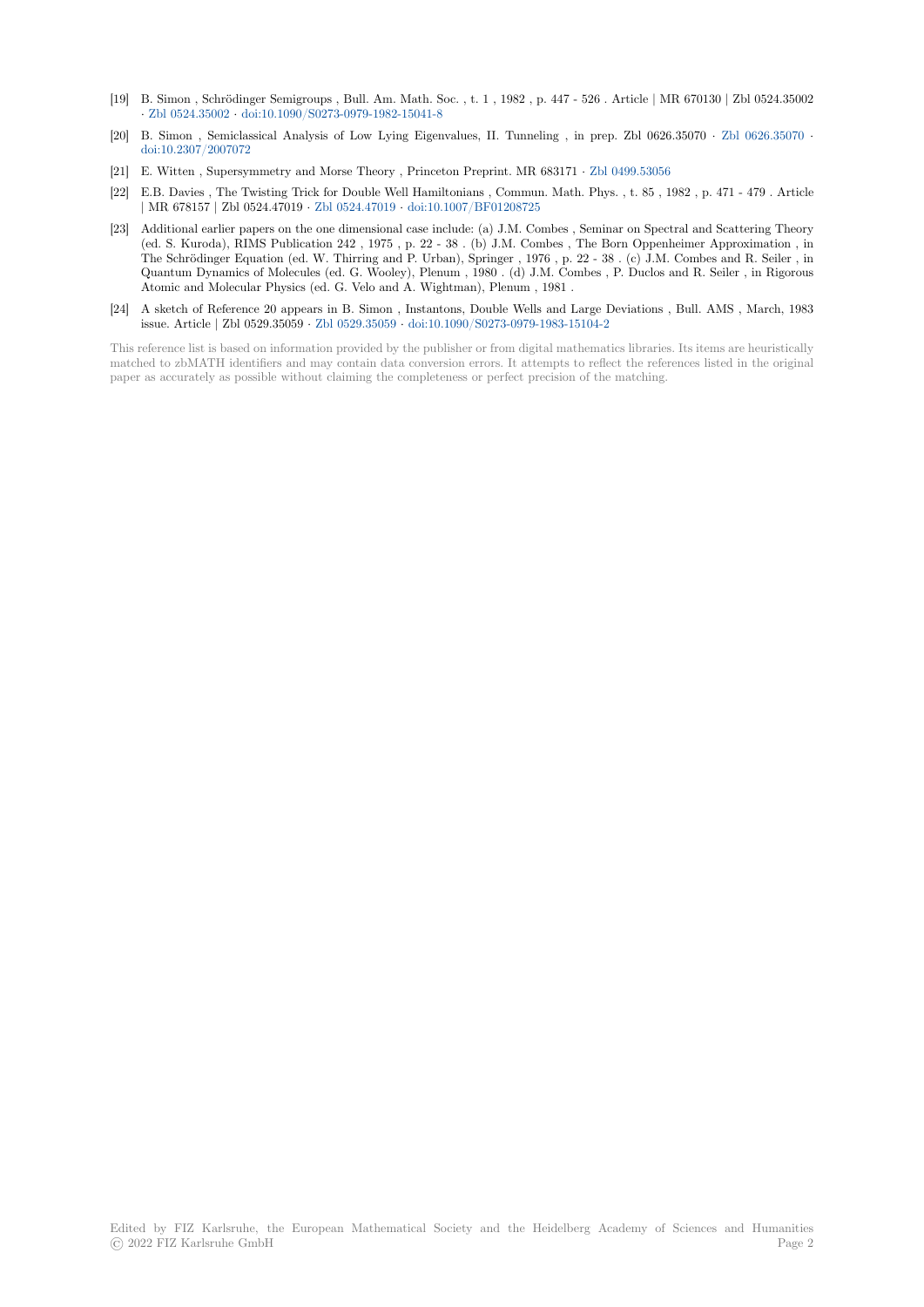[19] B. Simon , Schrödinger Semigroups , Bull. Am. Math. Soc. , t. 1 , 1982 , p. 447 - 526 . Article | MR 670130 | Zbl 0524.35002 · Zbl 0524.35002 · doi:10.1090/S0273-0979-1982-15041-8

[20] B. Simon , Semiclassical Analysis of Low Lying Eigenvalues, II. Tunneling , in prep. Zbl 0626.35070 · Zbl 0626.35070 · doi:10.2307/2007072

[21] E. Witten , Supersymmetry and Morse Theory , Princeton Preprint. MR 683171 · Zbl 0499.53056

[22] E.B. Davies , The Twisting Trick for Double Well Hamiltonians , Commun. Math. Phys. , t. 85 , 1982 , p. 471 - 479 . Article | MR 678157 | Zbl 0524.47019 · Zbl 0524.47019 · doi:10.1007/BF01208725

[23] Additional earlier papers on the one dimensional case include: (a) J.M. Combes , Seminar on Spectral and Scattering Theory (ed. S. Kuroda), RIMS Publication 242 , 1975 , p. 22 - 38 . (b) J.M. Combes , The Born Oppenheimer Approximation , in The Schrödinger Equation (ed. W. Thirring and P. Urban), Springer , 1976 , p. 22 - 38 . (c) J.M. Combes and R. Seiler , in Quantum Dynamics of Molecules (ed. G. Wooley), Plenum , 1980 . (d) J.M. Combes , P. Duclos and R. Seiler , in Rigorous Atomic and Molecular Physics (ed. G. Velo and A. Wightman), Plenum , 1981 .

[24] A sketch of Reference 20 appears in B. Simon , Instantons, Double Wells and Large Deviations , Bull. AMS , March, 1983 issue. Article | Zbl 0529.35059 · Zbl 0529.35059 · doi:10.1090/S0273-0979-1983-15104-2

This reference list is based on information provided by the publisher or from digital mathematics libraries. Its items are heuristically matched to zbMATH identifiers and may contain data conversion errors. It attempts to reflect the references listed in the original paper as accurately as possible without claiming the completeness or perfect precision of the matching.